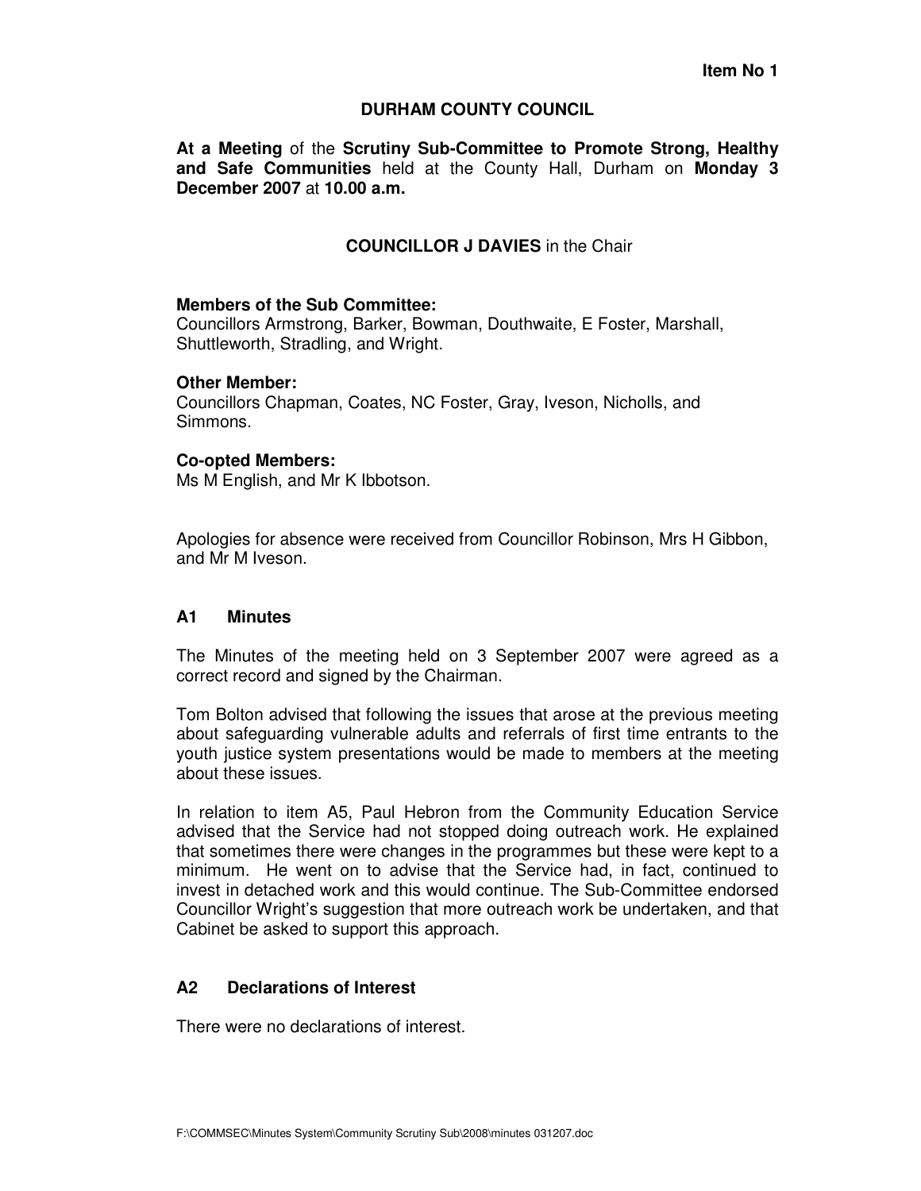**Item No 1**

**DURHAM COUNTY COUNCIL**

**At a Meeting** of the **Scrutiny Sub-Committee to Promote Strong, Healthy and Safe Communities** held at the County Hall, Durham on **Monday 3 December 2007** at **10.00 a.m.**

**COUNCILLOR J DAVIES** in the Chair

**Members of the Sub Committee:**
Councillors Armstrong, Barker, Bowman, Douthwaite, E Foster, Marshall, Shuttleworth, Stradling, and Wright.

**Other Member:**
Councillors Chapman, Coates, NC Foster, Gray, Iveson, Nicholls, and Simmons.

**Co-opted Members:**
Ms M English, and Mr K Ibbotson.

Apologies for absence were received from Councillor Robinson, Mrs H Gibbon, and Mr M Iveson.

## A1 Minutes

The Minutes of the meeting held on 3 September 2007 were agreed as a correct record and signed by the Chairman.

Tom Bolton advised that following the issues that arose at the previous meeting about safeguarding vulnerable adults and referrals of first time entrants to the youth justice system presentations would be made to members at the meeting about these issues.

In relation to item A5, Paul Hebron from the Community Education Service advised that the Service had not stopped doing outreach work. He explained that sometimes there were changes in the programmes but these were kept to a minimum. He went on to advise that the Service had, in fact, continued to invest in detached work and this would continue. The Sub-Committee endorsed Councillor Wright's suggestion that more outreach work be undertaken, and that Cabinet be asked to support this approach.

## A2 Declarations of Interest

There were no declarations of interest.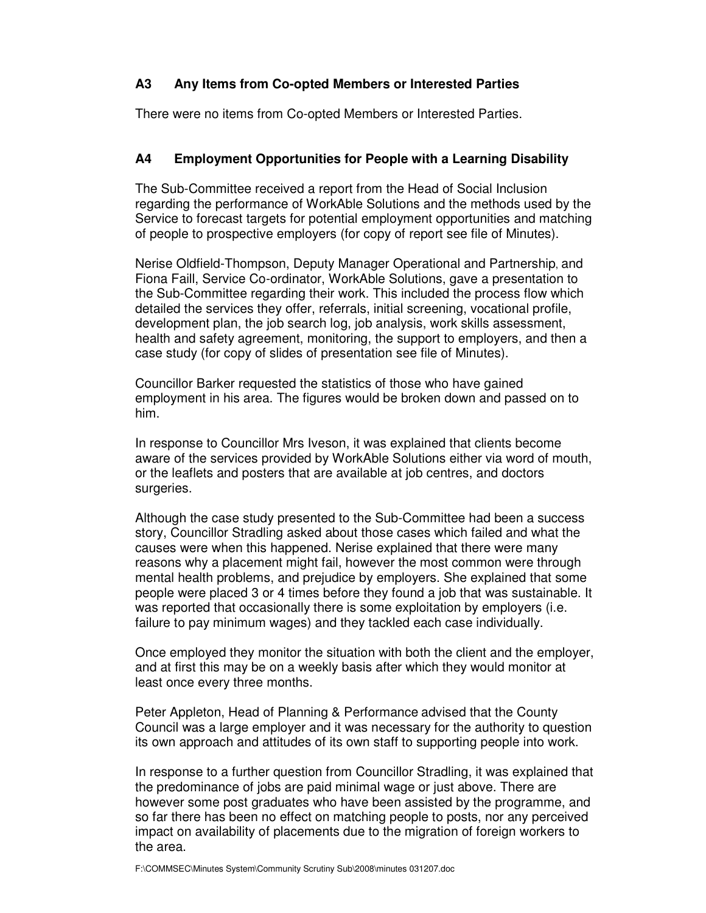## A3 Any Items from Co-opted Members or Interested Parties

There were no items from Co-opted Members or Interested Parties.

## A4 Employment Opportunities for People with a Learning Disability

The Sub-Committee received a report from the Head of Social Inclusion regarding the performance of WorkAble Solutions and the methods used by the Service to forecast targets for potential employment opportunities and matching of people to prospective employers (for copy of report see file of Minutes).

Nerise Oldfield-Thompson, Deputy Manager Operational and Partnership, and Fiona Faill, Service Co-ordinator, WorkAble Solutions, gave a presentation to the Sub-Committee regarding their work. This included the process flow which detailed the services they offer, referrals, initial screening, vocational profile, development plan, the job search log, job analysis, work skills assessment, health and safety agreement, monitoring, the support to employers, and then a case study (for copy of slides of presentation see file of Minutes).

Councillor Barker requested the statistics of those who have gained employment in his area. The figures would be broken down and passed on to him.

In response to Councillor Mrs Iveson, it was explained that clients become aware of the services provided by WorkAble Solutions either via word of mouth, or the leaflets and posters that are available at job centres, and doctors surgeries.

Although the case study presented to the Sub-Committee had been a success story, Councillor Stradling asked about those cases which failed and what the causes were when this happened. Nerise explained that there were many reasons why a placement might fail, however the most common were through mental health problems, and prejudice by employers. She explained that some people were placed 3 or 4 times before they found a job that was sustainable. It was reported that occasionally there is some exploitation by employers (i.e. failure to pay minimum wages) and they tackled each case individually.

Once employed they monitor the situation with both the client and the employer, and at first this may be on a weekly basis after which they would monitor at least once every three months.

Peter Appleton, Head of Planning & Performance advised that the County Council was a large employer and it was necessary for the authority to question its own approach and attitudes of its own staff to supporting people into work.

In response to a further question from Councillor Stradling, it was explained that the predominance of jobs are paid minimal wage or just above. There are however some post graduates who have been assisted by the programme, and so far there has been no effect on matching people to posts, nor any perceived impact on availability of placements due to the migration of foreign workers to the area.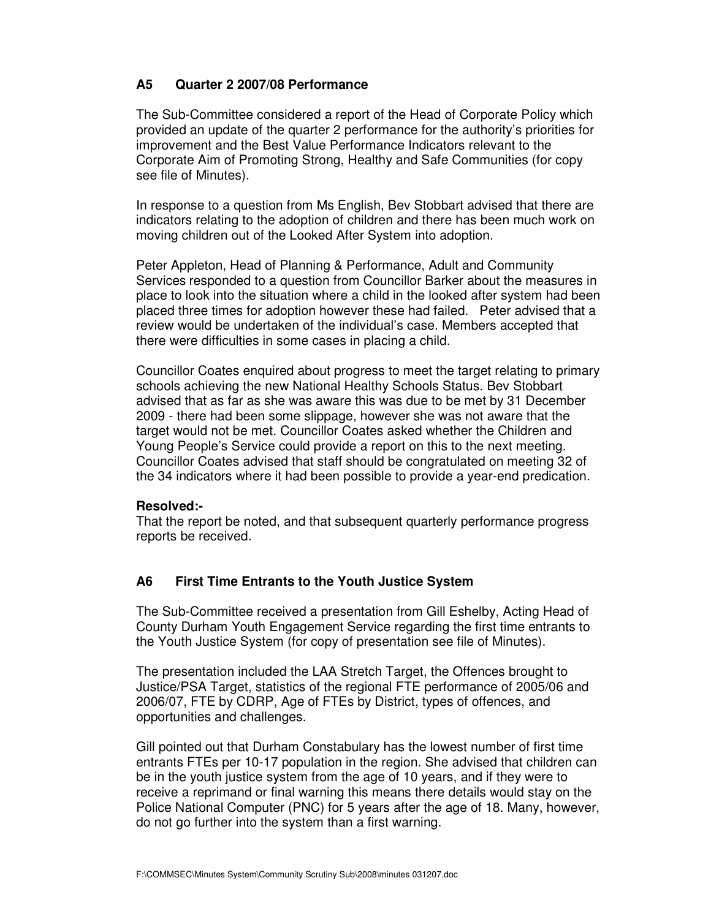## A5 Quarter 2 2007/08 Performance

The Sub-Committee considered a report of the Head of Corporate Policy which provided an update of the quarter 2 performance for the authority's priorities for improvement and the Best Value Performance Indicators relevant to the Corporate Aim of Promoting Strong, Healthy and Safe Communities (for copy see file of Minutes).

In response to a question from Ms English, Bev Stobbart advised that there are indicators relating to the adoption of children and there has been much work on moving children out of the Looked After System into adoption.

Peter Appleton, Head of Planning & Performance, Adult and Community Services responded to a question from Councillor Barker about the measures in place to look into the situation where a child in the looked after system had been placed three times for adoption however these had failed. Peter advised that a review would be undertaken of the individual's case. Members accepted that there were difficulties in some cases in placing a child.

Councillor Coates enquired about progress to meet the target relating to primary schools achieving the new National Healthy Schools Status. Bev Stobbart advised that as far as she was aware this was due to be met by 31 December 2009 - there had been some slippage, however she was not aware that the target would not be met. Councillor Coates asked whether the Children and Young People's Service could provide a report on this to the next meeting. Councillor Coates advised that staff should be congratulated on meeting 32 of the 34 indicators where it had been possible to provide a year-end predication.

**Resolved:-**
That the report be noted, and that subsequent quarterly performance progress reports be received.

## A6 First Time Entrants to the Youth Justice System

The Sub-Committee received a presentation from Gill Eshelby, Acting Head of County Durham Youth Engagement Service regarding the first time entrants to the Youth Justice System (for copy of presentation see file of Minutes).

The presentation included the LAA Stretch Target, the Offences brought to Justice/PSA Target, statistics of the regional FTE performance of 2005/06 and 2006/07, FTE by CDRP, Age of FTEs by District, types of offences, and opportunities and challenges.

Gill pointed out that Durham Constabulary has the lowest number of first time entrants FTEs per 10-17 population in the region. She advised that children can be in the youth justice system from the age of 10 years, and if they were to receive a reprimand or final warning this means there details would stay on the Police National Computer (PNC) for 5 years after the age of 18. Many, however, do not go further into the system than a first warning.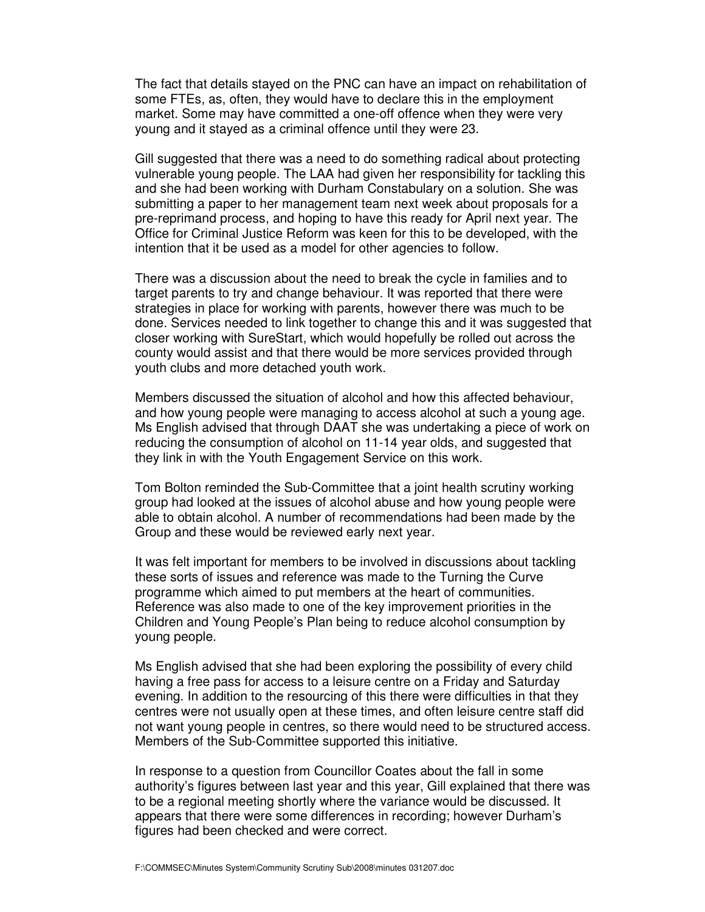The fact that details stayed on the PNC can have an impact on rehabilitation of some FTEs, as, often, they would have to declare this in the employment market. Some may have committed a one-off offence when they were very young and it stayed as a criminal offence until they were 23.

Gill suggested that there was a need to do something radical about protecting vulnerable young people. The LAA had given her responsibility for tackling this and she had been working with Durham Constabulary on a solution. She was submitting a paper to her management team next week about proposals for a pre-reprimand process, and hoping to have this ready for April next year. The Office for Criminal Justice Reform was keen for this to be developed, with the intention that it be used as a model for other agencies to follow.

There was a discussion about the need to break the cycle in families and to target parents to try and change behaviour. It was reported that there were strategies in place for working with parents, however there was much to be done. Services needed to link together to change this and it was suggested that closer working with SureStart, which would hopefully be rolled out across the county would assist and that there would be more services provided through youth clubs and more detached youth work.

Members discussed the situation of alcohol and how this affected behaviour, and how young people were managing to access alcohol at such a young age. Ms English advised that through DAAT she was undertaking a piece of work on reducing the consumption of alcohol on 11-14 year olds, and suggested that they link in with the Youth Engagement Service on this work.

Tom Bolton reminded the Sub-Committee that a joint health scrutiny working group had looked at the issues of alcohol abuse and how young people were able to obtain alcohol. A number of recommendations had been made by the Group and these would be reviewed early next year.

It was felt important for members to be involved in discussions about tackling these sorts of issues and reference was made to the Turning the Curve programme which aimed to put members at the heart of communities. Reference was also made to one of the key improvement priorities in the Children and Young People's Plan being to reduce alcohol consumption by young people.

Ms English advised that she had been exploring the possibility of every child having a free pass for access to a leisure centre on a Friday and Saturday evening. In addition to the resourcing of this there were difficulties in that they centres were not usually open at these times, and often leisure centre staff did not want young people in centres, so there would need to be structured access. Members of the Sub-Committee supported this initiative.

In response to a question from Councillor Coates about the fall in some authority's figures between last year and this year, Gill explained that there was to be a regional meeting shortly where the variance would be discussed. It appears that there were some differences in recording; however Durham's figures had been checked and were correct.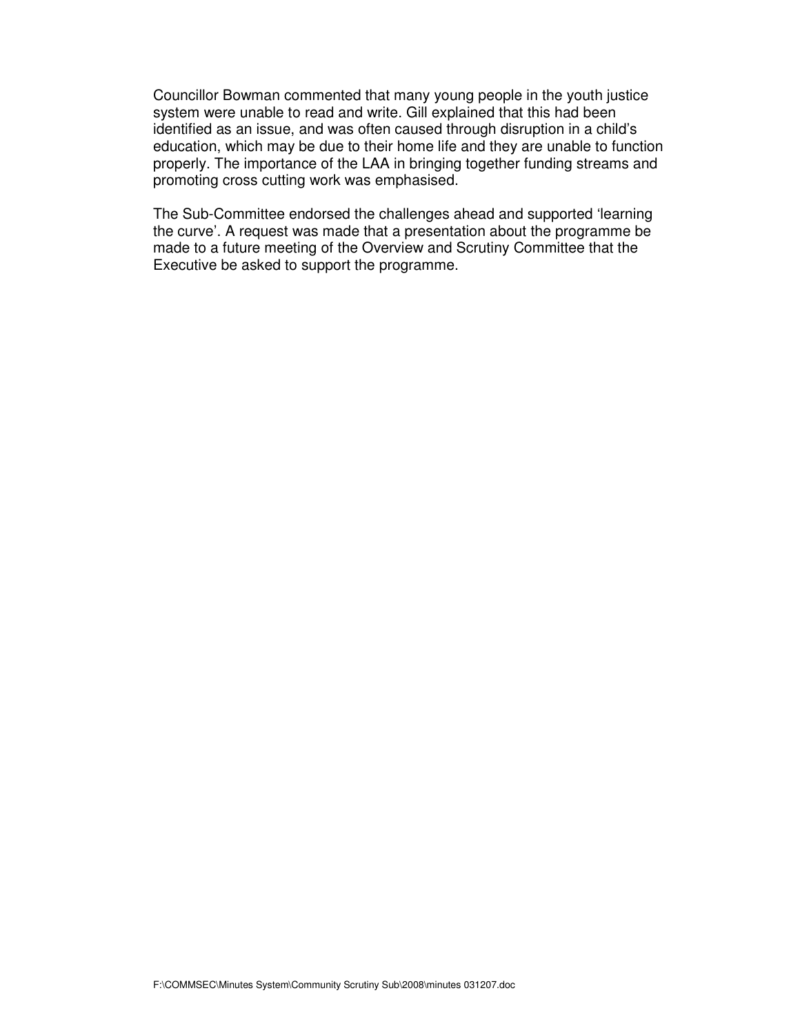Councillor Bowman commented that many young people in the youth justice system were unable to read and write. Gill explained that this had been identified as an issue, and was often caused through disruption in a child's education, which may be due to their home life and they are unable to function properly. The importance of the LAA in bringing together funding streams and promoting cross cutting work was emphasised.

The Sub-Committee endorsed the challenges ahead and supported 'learning the curve'. A request was made that a presentation about the programme be made to a future meeting of the Overview and Scrutiny Committee that the Executive be asked to support the programme.